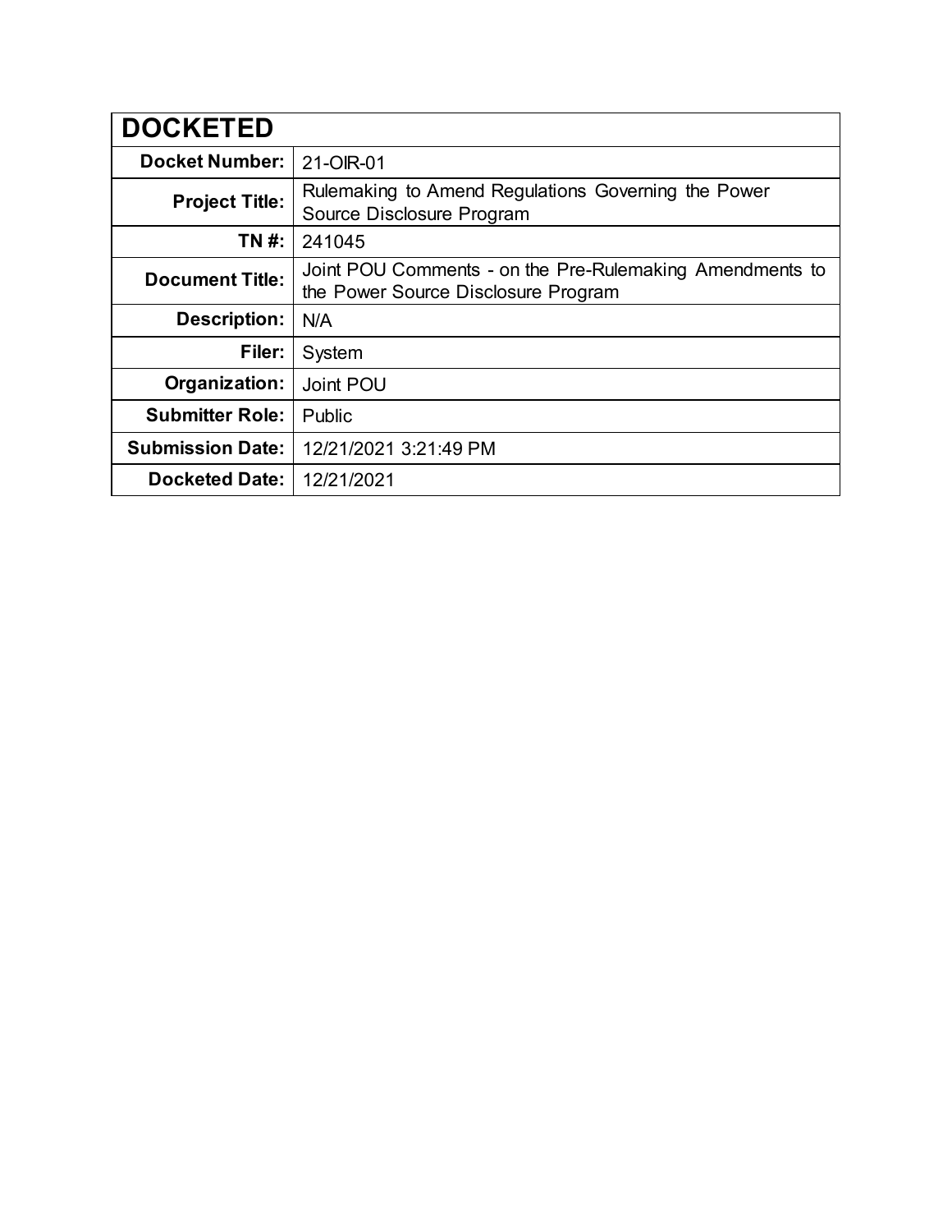| DOCKETED | |
|---|---|
| **Docket Number:** | 21-OIR-01 |
| **Project Title:** | Rulemaking to Amend Regulations Governing the Power Source Disclosure Program |
| **TN #:** | 241045 |
| **Document Title:** | Joint POU Comments - on the Pre-Rulemaking Amendments to the Power Source Disclosure Program |
| **Description:** | N/A |
| **Filer:** | System |
| **Organization:** | Joint POU |
| **Submitter Role:** | Public |
| **Submission Date:** | 12/21/2021 3:21:49 PM |
| **Docketed Date:** | 12/21/2021 |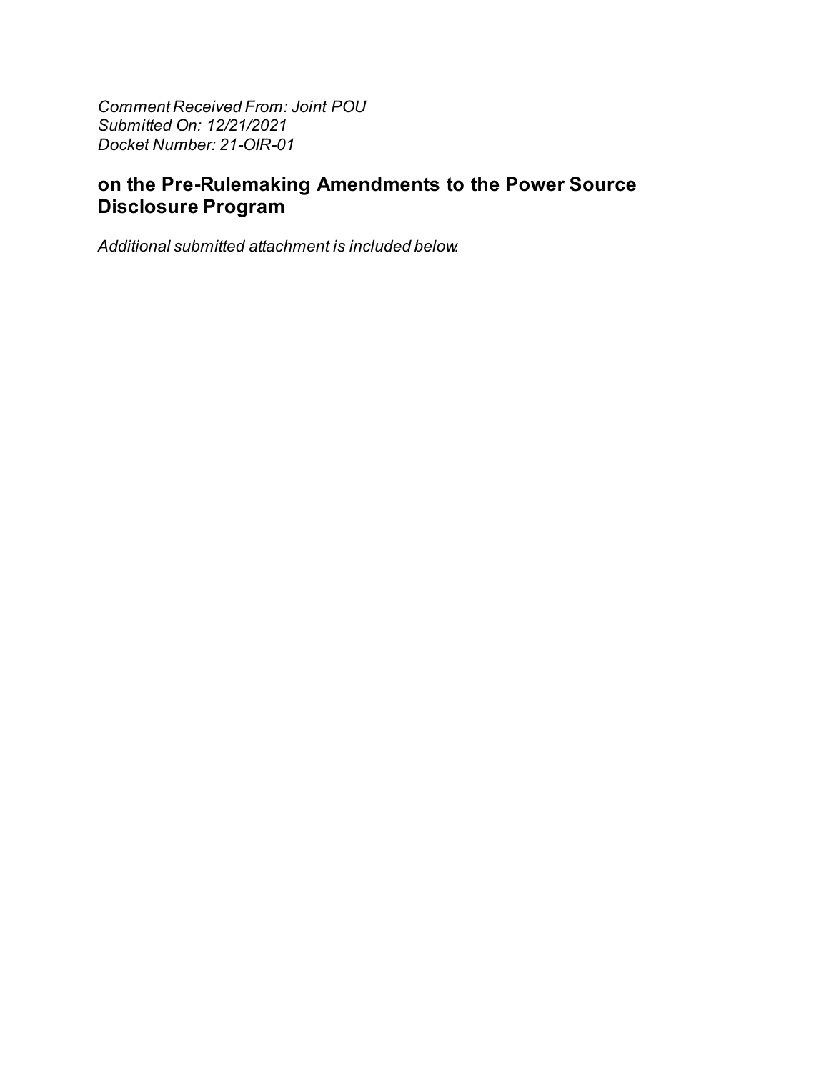*Comment Received From: Joint POU*
*Submitted On: 12/21/2021*
*Docket Number: 21-OIR-01*

## on the Pre-Rulemaking Amendments to the Power Source Disclosure Program

*Additional submitted attachment is included below.*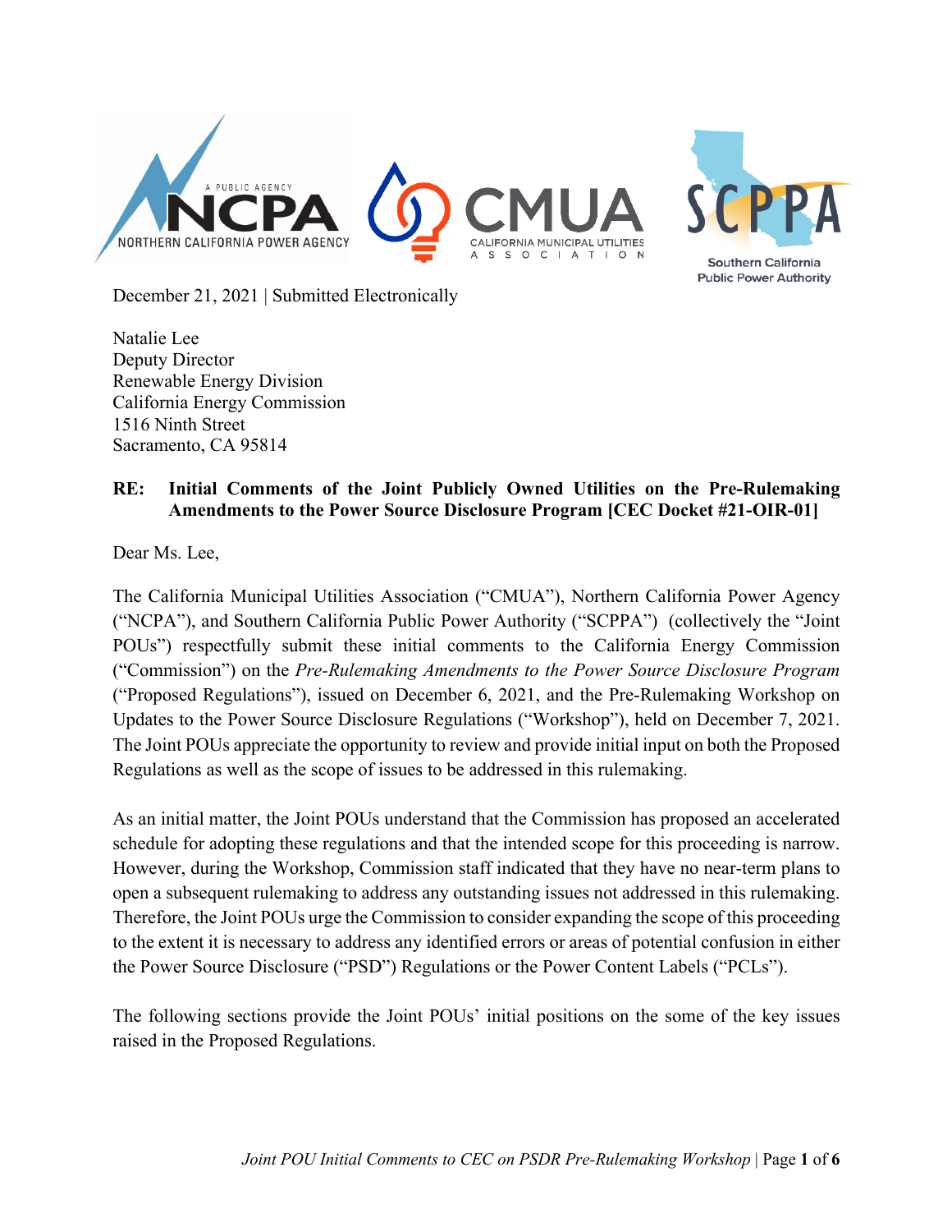December 21, 2021 | Submitted Electronically

Natalie Lee
Deputy Director
Renewable Energy Division
California Energy Commission
1516 Ninth Street
Sacramento, CA 95814

**RE: Initial Comments of the Joint Publicly Owned Utilities on the Pre-Rulemaking Amendments to the Power Source Disclosure Program [CEC Docket #21-OIR-01]**

Dear Ms. Lee,

The California Municipal Utilities Association ("CMUA"), Northern California Power Agency ("NCPA"), and Southern California Public Power Authority ("SCPPA") (collectively the "Joint POUs") respectfully submit these initial comments to the California Energy Commission ("Commission") on the *Pre-Rulemaking Amendments to the Power Source Disclosure Program* ("Proposed Regulations"), issued on December 6, 2021, and the Pre-Rulemaking Workshop on Updates to the Power Source Disclosure Regulations ("Workshop"), held on December 7, 2021. The Joint POUs appreciate the opportunity to review and provide initial input on both the Proposed Regulations as well as the scope of issues to be addressed in this rulemaking.

As an initial matter, the Joint POUs understand that the Commission has proposed an accelerated schedule for adopting these regulations and that the intended scope for this proceeding is narrow. However, during the Workshop, Commission staff indicated that they have no near-term plans to open a subsequent rulemaking to address any outstanding issues not addressed in this rulemaking. Therefore, the Joint POUs urge the Commission to consider expanding the scope of this proceeding to the extent it is necessary to address any identified errors or areas of potential confusion in either the Power Source Disclosure ("PSD") Regulations or the Power Content Labels ("PCLs").

The following sections provide the Joint POUs' initial positions on the some of the key issues raised in the Proposed Regulations.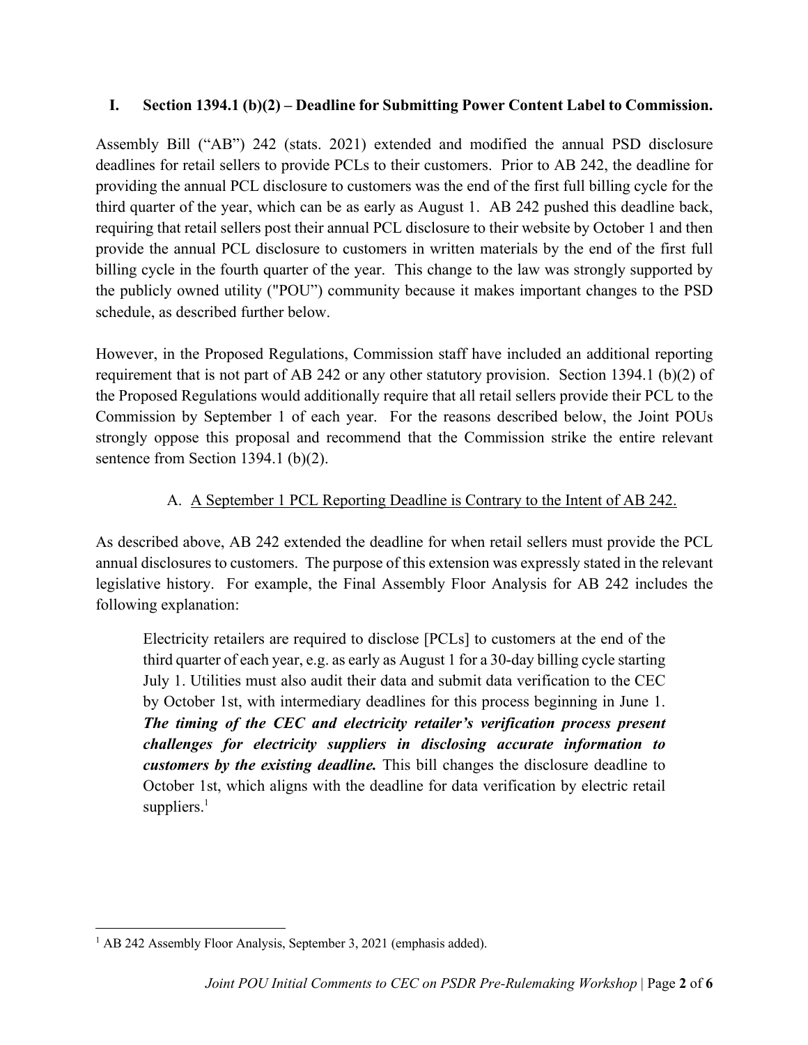## I. Section 1394.1 (b)(2) – Deadline for Submitting Power Content Label to Commission.

Assembly Bill ("AB") 242 (stats. 2021) extended and modified the annual PSD disclosure deadlines for retail sellers to provide PCLs to their customers. Prior to AB 242, the deadline for providing the annual PCL disclosure to customers was the end of the first full billing cycle for the third quarter of the year, which can be as early as August 1. AB 242 pushed this deadline back, requiring that retail sellers post their annual PCL disclosure to their website by October 1 and then provide the annual PCL disclosure to customers in written materials by the end of the first full billing cycle in the fourth quarter of the year. This change to the law was strongly supported by the publicly owned utility ("POU") community because it makes important changes to the PSD schedule, as described further below.

However, in the Proposed Regulations, Commission staff have included an additional reporting requirement that is not part of AB 242 or any other statutory provision. Section 1394.1 (b)(2) of the Proposed Regulations would additionally require that all retail sellers provide their PCL to the Commission by September 1 of each year. For the reasons described below, the Joint POUs strongly oppose this proposal and recommend that the Commission strike the entire relevant sentence from Section 1394.1 (b)(2).

### A. A September 1 PCL Reporting Deadline is Contrary to the Intent of AB 242.

As described above, AB 242 extended the deadline for when retail sellers must provide the PCL annual disclosures to customers. The purpose of this extension was expressly stated in the relevant legislative history. For example, the Final Assembly Floor Analysis for AB 242 includes the following explanation:

> Electricity retailers are required to disclose [PCLs] to customers at the end of the third quarter of each year, e.g. as early as August 1 for a 30-day billing cycle starting July 1. Utilities must also audit their data and submit data verification to the CEC by October 1st, with intermediary deadlines for this process beginning in June 1. ***The timing of the CEC and electricity retailer's verification process present challenges for electricity suppliers in disclosing accurate information to customers by the existing deadline.*** This bill changes the disclosure deadline to October 1st, which aligns with the deadline for data verification by electric retail suppliers.[1]

[1] AB 242 Assembly Floor Analysis, September 3, 2021 (emphasis added).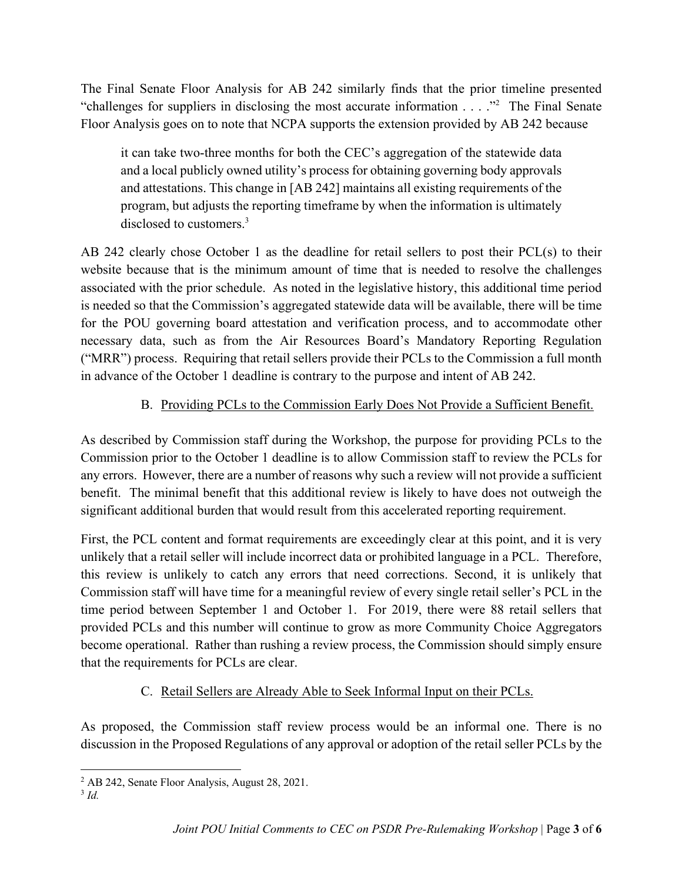The Final Senate Floor Analysis for AB 242 similarly finds that the prior timeline presented "challenges for suppliers in disclosing the most accurate information . . . ."[2] The Final Senate Floor Analysis goes on to note that NCPA supports the extension provided by AB 242 because

> it can take two-three months for both the CEC's aggregation of the statewide data and a local publicly owned utility's process for obtaining governing body approvals and attestations. This change in [AB 242] maintains all existing requirements of the program, but adjusts the reporting timeframe by when the information is ultimately disclosed to customers.[3]

AB 242 clearly chose October 1 as the deadline for retail sellers to post their PCL(s) to their website because that is the minimum amount of time that is needed to resolve the challenges associated with the prior schedule. As noted in the legislative history, this additional time period is needed so that the Commission's aggregated statewide data will be available, there will be time for the POU governing board attestation and verification process, and to accommodate other necessary data, such as from the Air Resources Board's Mandatory Reporting Regulation ("MRR") process. Requiring that retail sellers provide their PCLs to the Commission a full month in advance of the October 1 deadline is contrary to the purpose and intent of AB 242.

### B. Providing PCLs to the Commission Early Does Not Provide a Sufficient Benefit.

As described by Commission staff during the Workshop, the purpose for providing PCLs to the Commission prior to the October 1 deadline is to allow Commission staff to review the PCLs for any errors. However, there are a number of reasons why such a review will not provide a sufficient benefit. The minimal benefit that this additional review is likely to have does not outweigh the significant additional burden that would result from this accelerated reporting requirement.

First, the PCL content and format requirements are exceedingly clear at this point, and it is very unlikely that a retail seller will include incorrect data or prohibited language in a PCL. Therefore, this review is unlikely to catch any errors that need corrections. Second, it is unlikely that Commission staff will have time for a meaningful review of every single retail seller's PCL in the time period between September 1 and October 1. For 2019, there were 88 retail sellers that provided PCLs and this number will continue to grow as more Community Choice Aggregators become operational. Rather than rushing a review process, the Commission should simply ensure that the requirements for PCLs are clear.

### C. Retail Sellers are Already Able to Seek Informal Input on their PCLs.

As proposed, the Commission staff review process would be an informal one. There is no discussion in the Proposed Regulations of any approval or adoption of the retail seller PCLs by the

---

[2] AB 242, Senate Floor Analysis, August 28, 2021.

[3] *Id.*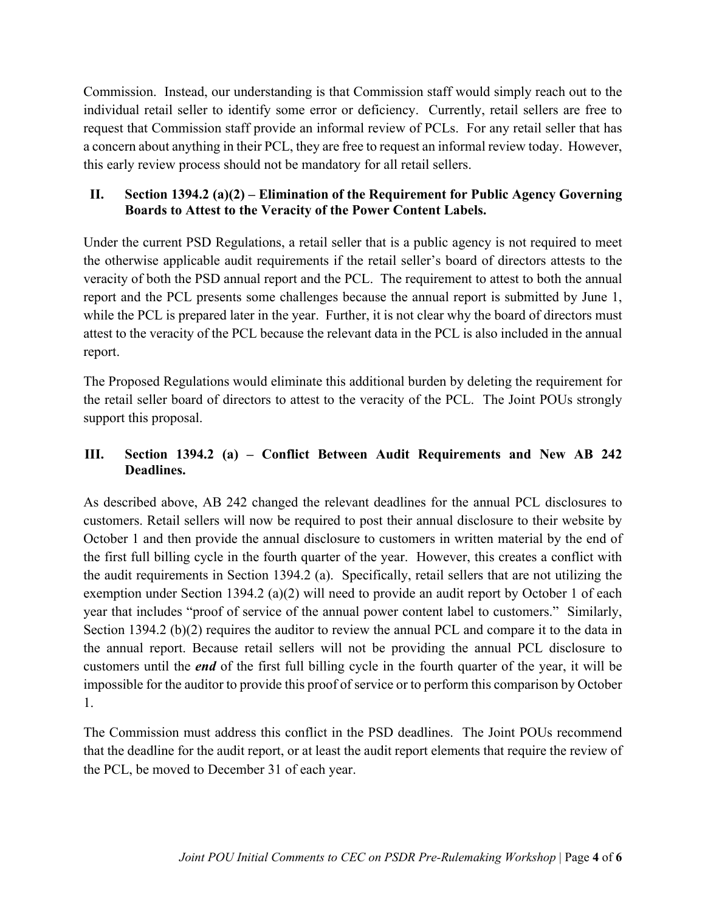Commission. Instead, our understanding is that Commission staff would simply reach out to the individual retail seller to identify some error or deficiency. Currently, retail sellers are free to request that Commission staff provide an informal review of PCLs. For any retail seller that has a concern about anything in their PCL, they are free to request an informal review today. However, this early review process should not be mandatory for all retail sellers.

## II. Section 1394.2 (a)(2) – Elimination of the Requirement for Public Agency Governing Boards to Attest to the Veracity of the Power Content Labels.

Under the current PSD Regulations, a retail seller that is a public agency is not required to meet the otherwise applicable audit requirements if the retail seller's board of directors attests to the veracity of both the PSD annual report and the PCL. The requirement to attest to both the annual report and the PCL presents some challenges because the annual report is submitted by June 1, while the PCL is prepared later in the year. Further, it is not clear why the board of directors must attest to the veracity of the PCL because the relevant data in the PCL is also included in the annual report.

The Proposed Regulations would eliminate this additional burden by deleting the requirement for the retail seller board of directors to attest to the veracity of the PCL. The Joint POUs strongly support this proposal.

## III. Section 1394.2 (a) – Conflict Between Audit Requirements and New AB 242 Deadlines.

As described above, AB 242 changed the relevant deadlines for the annual PCL disclosures to customers. Retail sellers will now be required to post their annual disclosure to their website by October 1 and then provide the annual disclosure to customers in written material by the end of the first full billing cycle in the fourth quarter of the year. However, this creates a conflict with the audit requirements in Section 1394.2 (a). Specifically, retail sellers that are not utilizing the exemption under Section 1394.2 (a)(2) will need to provide an audit report by October 1 of each year that includes "proof of service of the annual power content label to customers." Similarly, Section 1394.2 (b)(2) requires the auditor to review the annual PCL and compare it to the data in the annual report. Because retail sellers will not be providing the annual PCL disclosure to customers until the ***end*** of the first full billing cycle in the fourth quarter of the year, it will be impossible for the auditor to provide this proof of service or to perform this comparison by October 1.

The Commission must address this conflict in the PSD deadlines. The Joint POUs recommend that the deadline for the audit report, or at least the audit report elements that require the review of the PCL, be moved to December 31 of each year.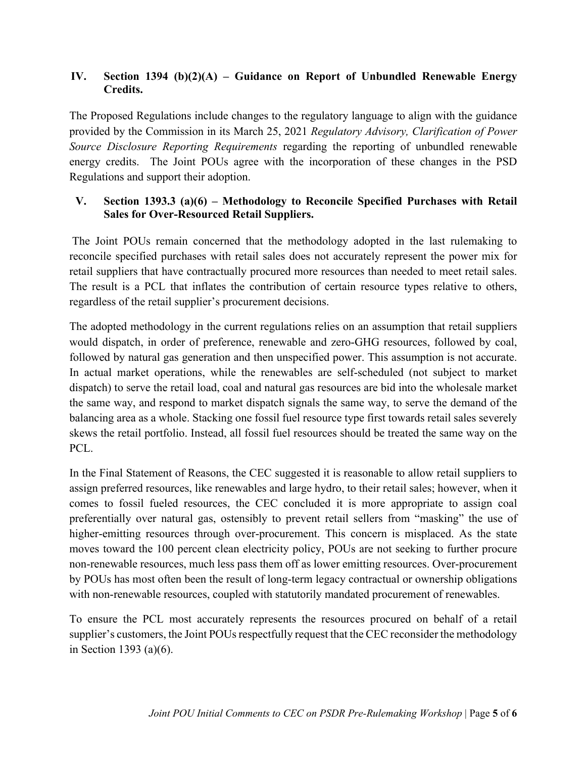## IV. Section 1394 (b)(2)(A) – Guidance on Report of Unbundled Renewable Energy Credits.

The Proposed Regulations include changes to the regulatory language to align with the guidance provided by the Commission in its March 25, 2021 *Regulatory Advisory, Clarification of Power Source Disclosure Reporting Requirements* regarding the reporting of unbundled renewable energy credits. The Joint POUs agree with the incorporation of these changes in the PSD Regulations and support their adoption.

## V. Section 1393.3 (a)(6) – Methodology to Reconcile Specified Purchases with Retail Sales for Over-Resourced Retail Suppliers.

The Joint POUs remain concerned that the methodology adopted in the last rulemaking to reconcile specified purchases with retail sales does not accurately represent the power mix for retail suppliers that have contractually procured more resources than needed to meet retail sales. The result is a PCL that inflates the contribution of certain resource types relative to others, regardless of the retail supplier's procurement decisions.

The adopted methodology in the current regulations relies on an assumption that retail suppliers would dispatch, in order of preference, renewable and zero-GHG resources, followed by coal, followed by natural gas generation and then unspecified power. This assumption is not accurate. In actual market operations, while the renewables are self-scheduled (not subject to market dispatch) to serve the retail load, coal and natural gas resources are bid into the wholesale market the same way, and respond to market dispatch signals the same way, to serve the demand of the balancing area as a whole. Stacking one fossil fuel resource type first towards retail sales severely skews the retail portfolio. Instead, all fossil fuel resources should be treated the same way on the PCL.

In the Final Statement of Reasons, the CEC suggested it is reasonable to allow retail suppliers to assign preferred resources, like renewables and large hydro, to their retail sales; however, when it comes to fossil fueled resources, the CEC concluded it is more appropriate to assign coal preferentially over natural gas, ostensibly to prevent retail sellers from "masking" the use of higher-emitting resources through over-procurement. This concern is misplaced. As the state moves toward the 100 percent clean electricity policy, POUs are not seeking to further procure non-renewable resources, much less pass them off as lower emitting resources. Over-procurement by POUs has most often been the result of long-term legacy contractual or ownership obligations with non-renewable resources, coupled with statutorily mandated procurement of renewables.

To ensure the PCL most accurately represents the resources procured on behalf of a retail supplier's customers, the Joint POUs respectfully request that the CEC reconsider the methodology in Section 1393 (a)(6).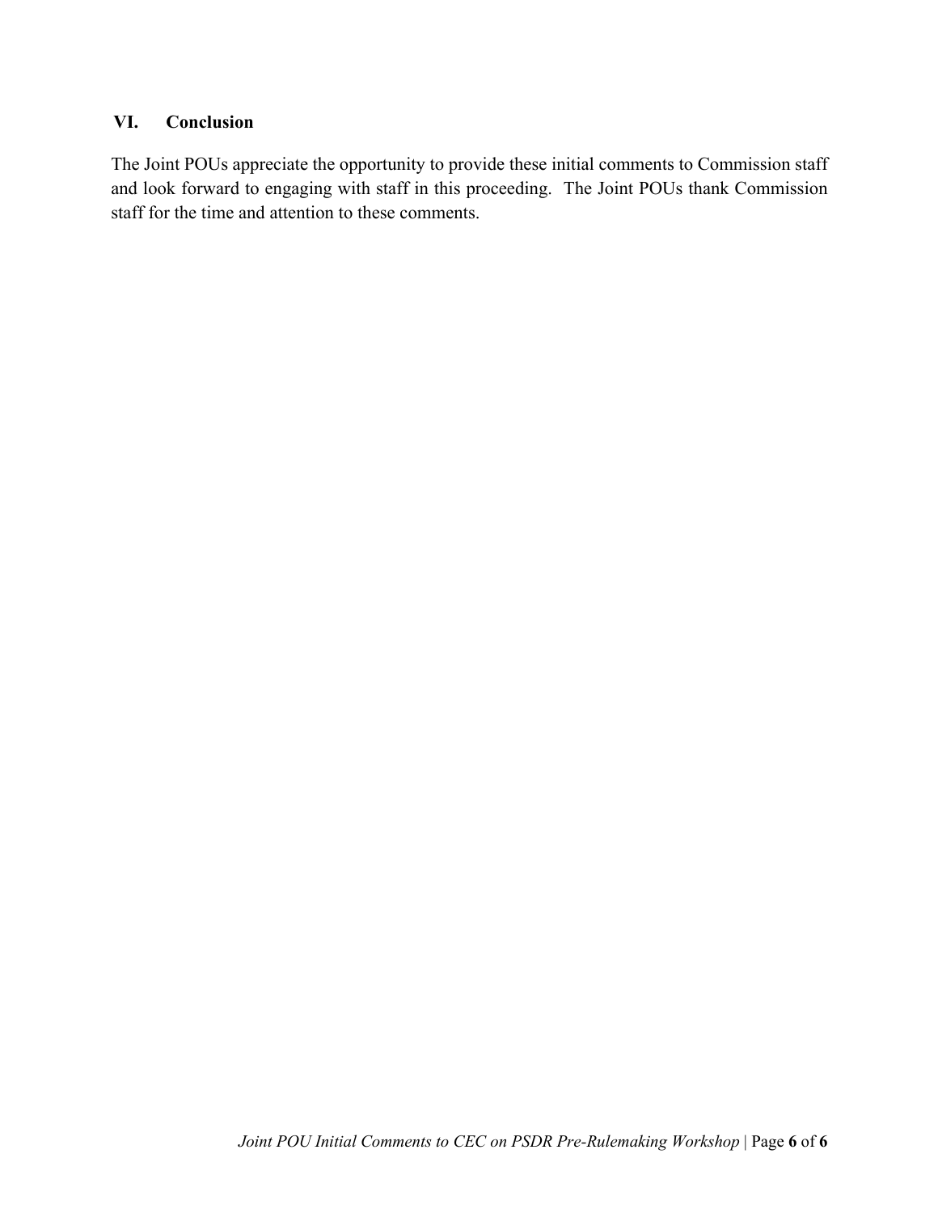## VI. Conclusion

The Joint POUs appreciate the opportunity to provide these initial comments to Commission staff and look forward to engaging with staff in this proceeding. The Joint POUs thank Commission staff for the time and attention to these comments.